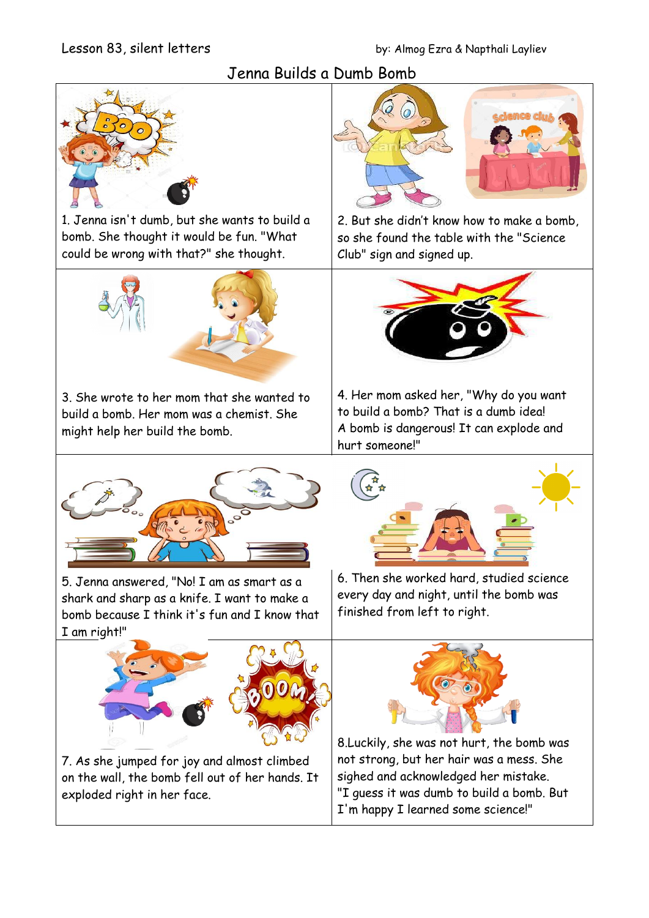Lesson 83, silent letters

by: Almog Ezra & Napthali Layliev

# Jenna Builds a Dumb Bomb

1. Jenna isn't dumb, but she wants to build a bomb. She thought it would be fun. "What could be wrong with that?" she thought.

2. But she didn't know how to make a bomb, so she found the table with the "Science Club" sign and signed up.

3. She wrote to her mom that she wanted to build a bomb. Her mom was a chemist. She might help her build the bomb.

4. Her mom asked her, "Why do you want to build a bomb? That is a dumb idea! A bomb is dangerous! It can explode and hurt someone!"

5. Jenna answered, "No! I am as smart as a shark and sharp as a knife. I want to make a bomb because I think it's fun and I know that I am right!"

6. Then she worked hard, studied science every day and night, until the bomb was finished from left to right.

7. As she jumped for joy and almost climbed on the wall, the bomb fell out of her hands. It exploded right in her face.

8. Luckily, she was not hurt, the bomb was not strong, but her hair was a mess. She sighed and acknowledged her mistake. "I guess it was dumb to build a bomb. But I'm happy I learned some science!"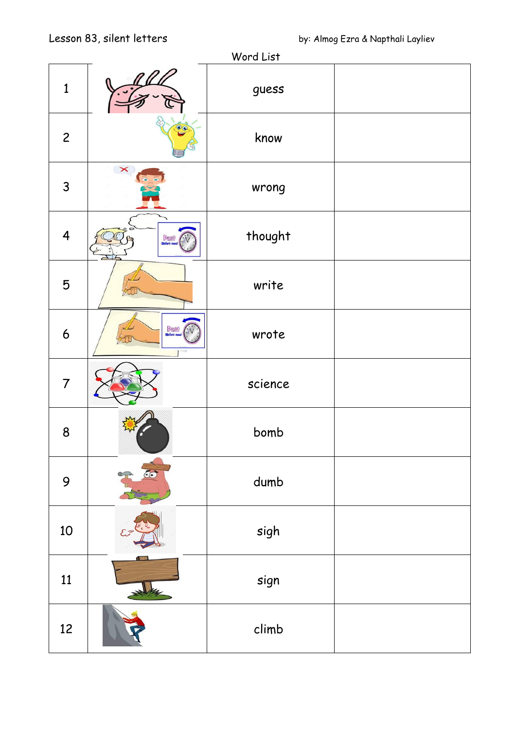Lesson 83, silent letters

by: Almog Ezra & Napthali Layliev

Word List

| | | | |
|---|---|---|---|
| 1 | | guess | |
| 2 | | know | |
| 3 | | wrong | |
| 4 | | thought | |
| 5 | | write | |
| 6 | | wrote | |
| 7 | | science | |
| 8 | | bomb | |
| 9 | | dumb | |
| 10 | | sigh | |
| 11 | | sign | |
| 12 | | climb | |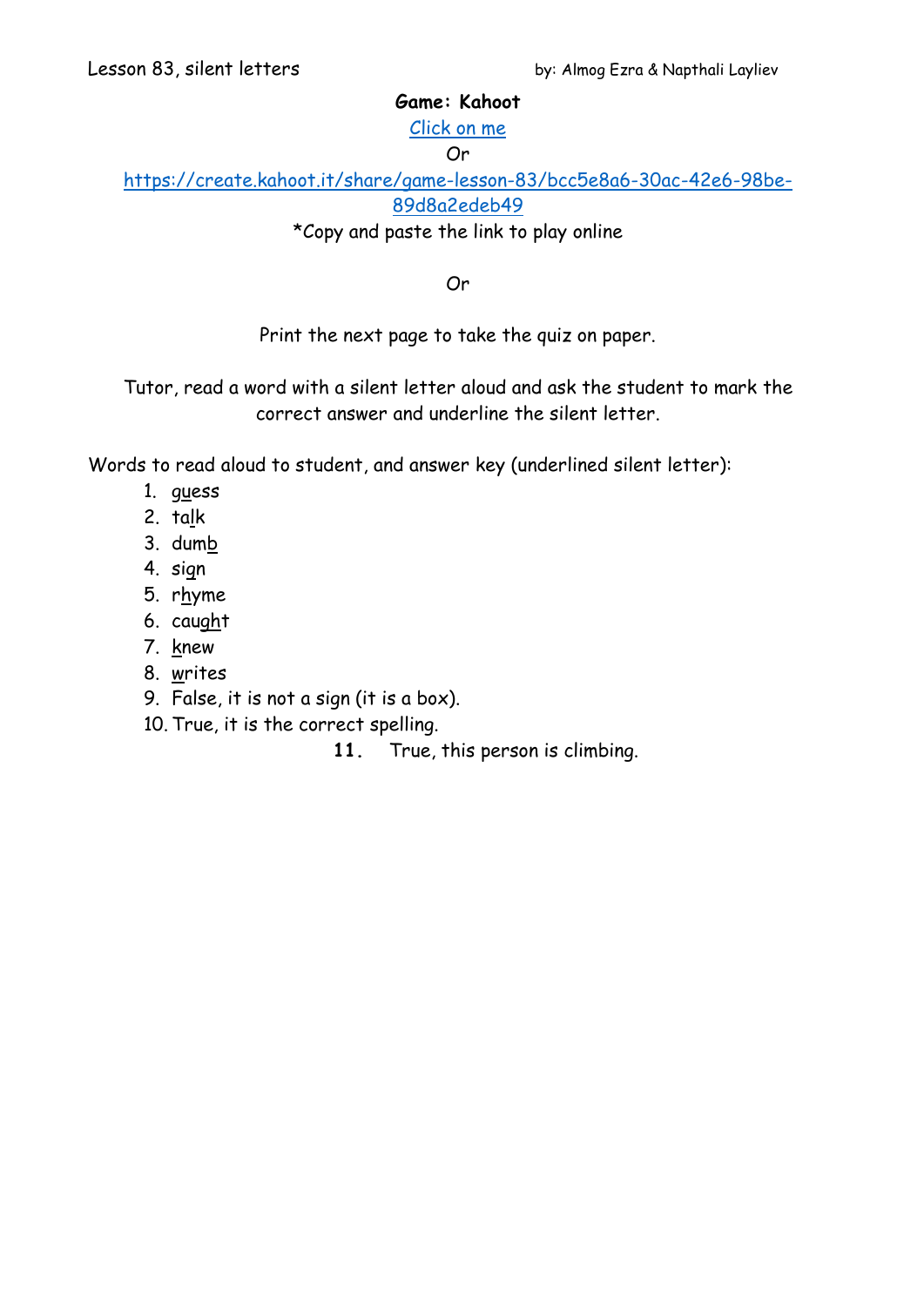**Game: Kahoot**

Click on me

Or

https://create.kahoot.it/share/game-lesson-83/bcc5e8a6-30ac-42e6-98be-89d8a2edeb49

*Copy and paste the link to play online

Or

Print the next page to take the quiz on paper.

Tutor, read a word with a silent letter aloud and ask the student to mark the correct answer and underline the silent letter.

Words to read aloud to student, and answer key (underlined silent letter):

1. g<u>u</u>ess
2. ta<u>l</u>k
3. dum<u>b</u>
4. si<u>g</u>n
5. r<u>h</u>yme
6. cau<u>gh</u>t
7. <u>k</u>new
8. <u>w</u>rites
9. False, it is not a sign (it is a box).
10. True, it is the correct spelling.
11. True, this person is climbing.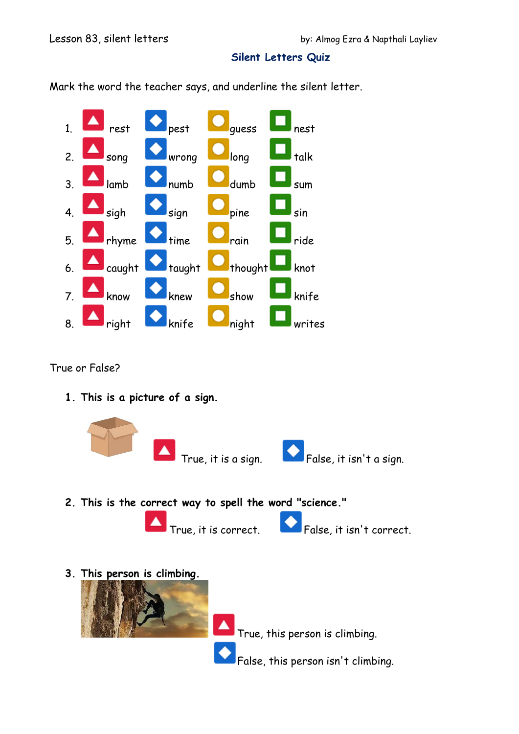Lesson 83, silent letters by: Almog Ezra & Napthali Layliev

## Silent Letters Quiz

Mark the word the teacher says, and underline the silent letter.

| | | | | |
|---|---|---|---|---|
| 1. | ▲ rest | ◆ pest | ● guess | ■ nest |
| 2. | ▲ song | ◆ wrong | ● long | ■ talk |
| 3. | ▲ lamb | ◆ numb | ● dumb | ■ sum |
| 4. | ▲ sigh | ◆ sign | ● pine | ■ sin |
| 5. | ▲ rhyme | ◆ time | ● rain | ■ ride |
| 6. | ▲ caught | ◆ taught | ● thought | ■ knot |
| 7. | ▲ know | ◆ knew | ● show | ■ knife |
| 8. | ▲ right | ◆ knife | ● night | ■ writes |

True or False?

**1. This is a picture of a sign.**

▲ True, it is a sign. ◆ False, it isn't a sign.

**2. This is the correct way to spell the word "science."**

▲ True, it is correct. ◆ False, it isn't correct.

**3. This person is climbing.**

▲ True, this person is climbing.

◆ False, this person isn't climbing.